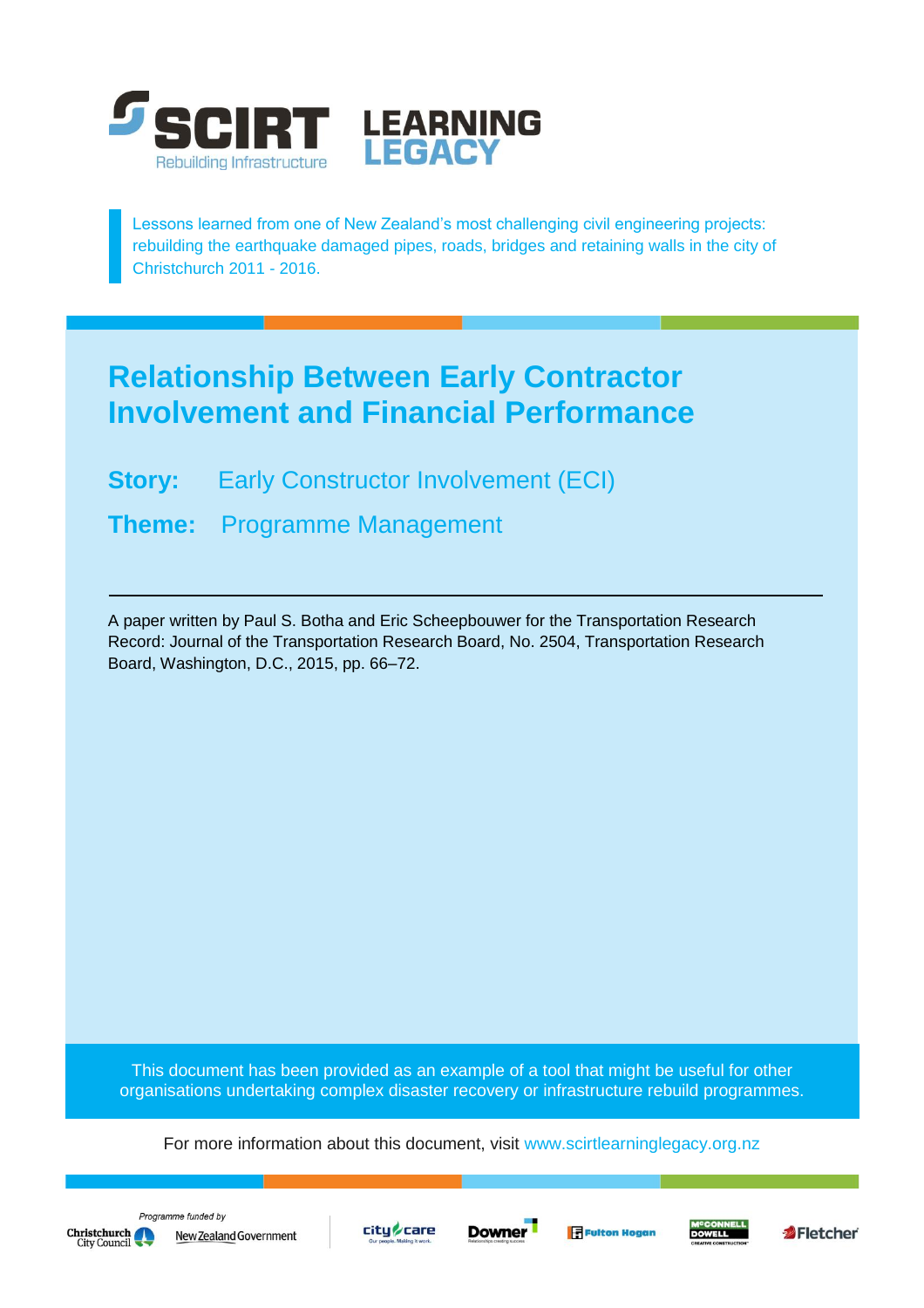SCIRT Rebuilding Infrastructure

LEARNING LEGACY

Lessons learned from one of New Zealand's most challenging civil engineering projects: rebuilding the earthquake damaged pipes, roads, bridges and retaining walls in the city of Christchurch 2011 - 2016.

# Relationship Between Early Contractor Involvement and Financial Performance

**Story:** Early Constructor Involvement (ECI)

**Theme:** Programme Management

---

A paper written by Paul S. Botha and Eric Scheepbouwer for the Transportation Research Record: Journal of the Transportation Research Board, No. 2504, Transportation Research Board, Washington, D.C., 2015, pp. 66–72.

This document has been provided as an example of a tool that might be useful for other organisations undertaking complex disaster recovery or infrastructure rebuild programmes.

For more information about this document, visit www.scirtlearninglegacy.org.nz

Programme funded by Christchurch City Council, New Zealand Government

City Care, Downer, Fulton Hogan, McConnell Dowell, Fletcher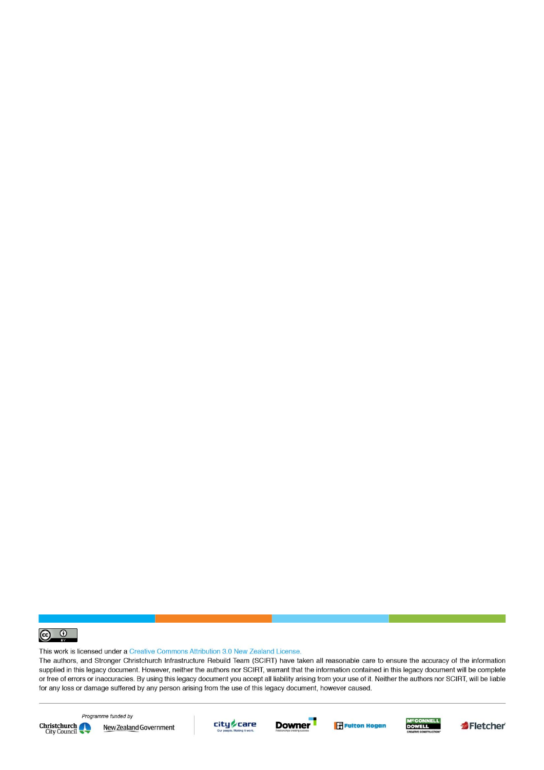This work is licensed under a Creative Commons Attribution 3.0 New Zealand License.

The authors, and Stronger Christchurch Infrastructure Rebuild Team (SCIRT) have taken all reasonable care to ensure the accuracy of the information supplied in this legacy document. However, neither the authors nor SCIRT, warrant that the information contained in this legacy document will be complete or free of errors or inaccuracies. By using this legacy document you accept all liability arising from your use of it. Neither the authors nor SCIRT, will be liable for any loss or damage suffered by any person arising from the use of this legacy document, however caused.

*Programme funded by*

Christchurch City Council | New Zealand Government | city care | Downer | Fulton Hogan | McCONNELL DOWELL | Fletcher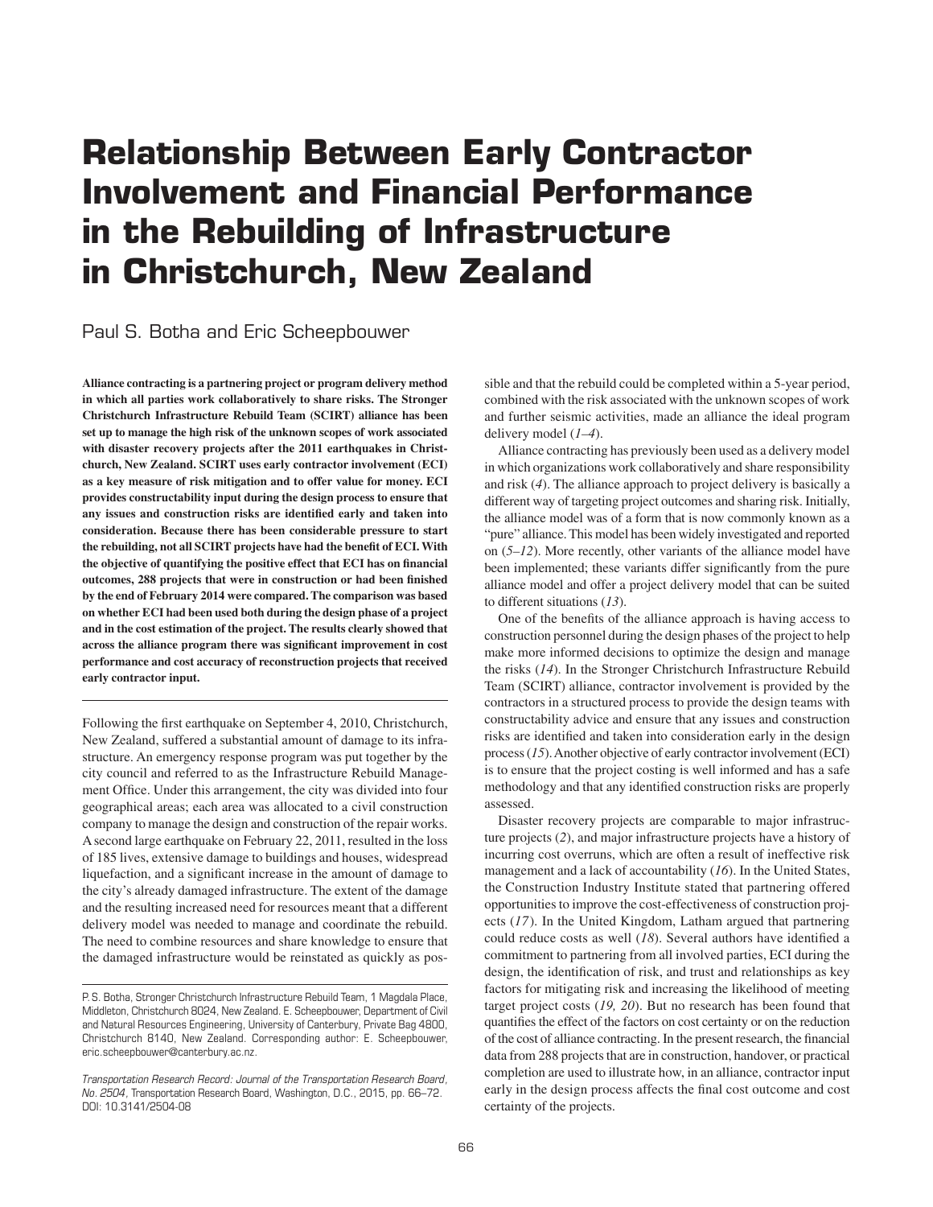# Relationship Between Early Contractor Involvement and Financial Performance in the Rebuilding of Infrastructure in Christchurch, New Zealand

Paul S. Botha and Eric Scheepbouwer

**Alliance contracting is a partnering project or program delivery method in which all parties work collaboratively to share risks. The Stronger Christchurch Infrastructure Rebuild Team (SCIRT) alliance has been set up to manage the high risk of the unknown scopes of work associated with disaster recovery projects after the 2011 earthquakes in Christchurch, New Zealand. SCIRT uses early contractor involvement (ECI) as a key measure of risk mitigation and to offer value for money. ECI provides constructability input during the design process to ensure that any issues and construction risks are identified early and taken into consideration. Because there has been considerable pressure to start the rebuilding, not all SCIRT projects have had the benefit of ECI. With the objective of quantifying the positive effect that ECI has on financial outcomes, 288 projects that were in construction or had been finished by the end of February 2014 were compared. The comparison was based on whether ECI had been used both during the design phase of a project and in the cost estimation of the project. The results clearly showed that across the alliance program there was significant improvement in cost performance and cost accuracy of reconstruction projects that received early contractor input.**

Following the first earthquake on September 4, 2010, Christchurch, New Zealand, suffered a substantial amount of damage to its infrastructure. An emergency response program was put together by the city council and referred to as the Infrastructure Rebuild Management Office. Under this arrangement, the city was divided into four geographical areas; each area was allocated to a civil construction company to manage the design and construction of the repair works. A second large earthquake on February 22, 2011, resulted in the loss of 185 lives, extensive damage to buildings and houses, widespread liquefaction, and a significant increase in the amount of damage to the city's already damaged infrastructure. The extent of the damage and the resulting increased need for resources meant that a different delivery model was needed to manage and coordinate the rebuild. The need to combine resources and share knowledge to ensure that the damaged infrastructure would be reinstated as quickly as possible and that the rebuild could be completed within a 5-year period, combined with the risk associated with the unknown scopes of work and further seismic activities, made an alliance the ideal program delivery model (*1–4*).

Alliance contracting has previously been used as a delivery model in which organizations work collaboratively and share responsibility and risk (*4*). The alliance approach to project delivery is basically a different way of targeting project outcomes and sharing risk. Initially, the alliance model was of a form that is now commonly known as a "pure" alliance. This model has been widely investigated and reported on (*5–12*). More recently, other variants of the alliance model have been implemented; these variants differ significantly from the pure alliance model and offer a project delivery model that can be suited to different situations (*13*).

One of the benefits of the alliance approach is having access to construction personnel during the design phases of the project to help make more informed decisions to optimize the design and manage the risks (*14*). In the Stronger Christchurch Infrastructure Rebuild Team (SCIRT) alliance, contractor involvement is provided by the contractors in a structured process to provide the design teams with constructability advice and ensure that any issues and construction risks are identified and taken into consideration early in the design process (*15*). Another objective of early contractor involvement (ECI) is to ensure that the project costing is well informed and has a safe methodology and that any identified construction risks are properly assessed.

Disaster recovery projects are comparable to major infrastructure projects (*2*), and major infrastructure projects have a history of incurring cost overruns, which are often a result of ineffective risk management and a lack of accountability (*16*). In the United States, the Construction Industry Institute stated that partnering offered opportunities to improve the cost-effectiveness of construction projects (*17*). In the United Kingdom, Latham argued that partnering could reduce costs as well (*18*). Several authors have identified a commitment to partnering from all involved parties, ECI during the design, the identification of risk, and trust and relationships as key factors for mitigating risk and increasing the likelihood of meeting target project costs (*19, 20*). But no research has been found that quantifies the effect of the factors on cost certainty or on the reduction of the cost of alliance contracting. In the present research, the financial data from 288 projects that are in construction, handover, or practical completion are used to illustrate how, in an alliance, contractor input early in the design process affects the final cost outcome and cost certainty of the projects.

P. S. Botha, Stronger Christchurch Infrastructure Rebuild Team, 1 Magdala Place, Middleton, Christchurch 8024, New Zealand. E. Scheepbouwer, Department of Civil and Natural Resources Engineering, University of Canterbury, Private Bag 4800, Christchurch 8140, New Zealand. Corresponding author: E. Scheepbouwer, eric.scheepbouwer@canterbury.ac.nz.

*Transportation Research Record: Journal of the Transportation Research Board, No. 2504,* Transportation Research Board, Washington, D.C., 2015, pp. 66–72. DOI: 10.3141/2504-08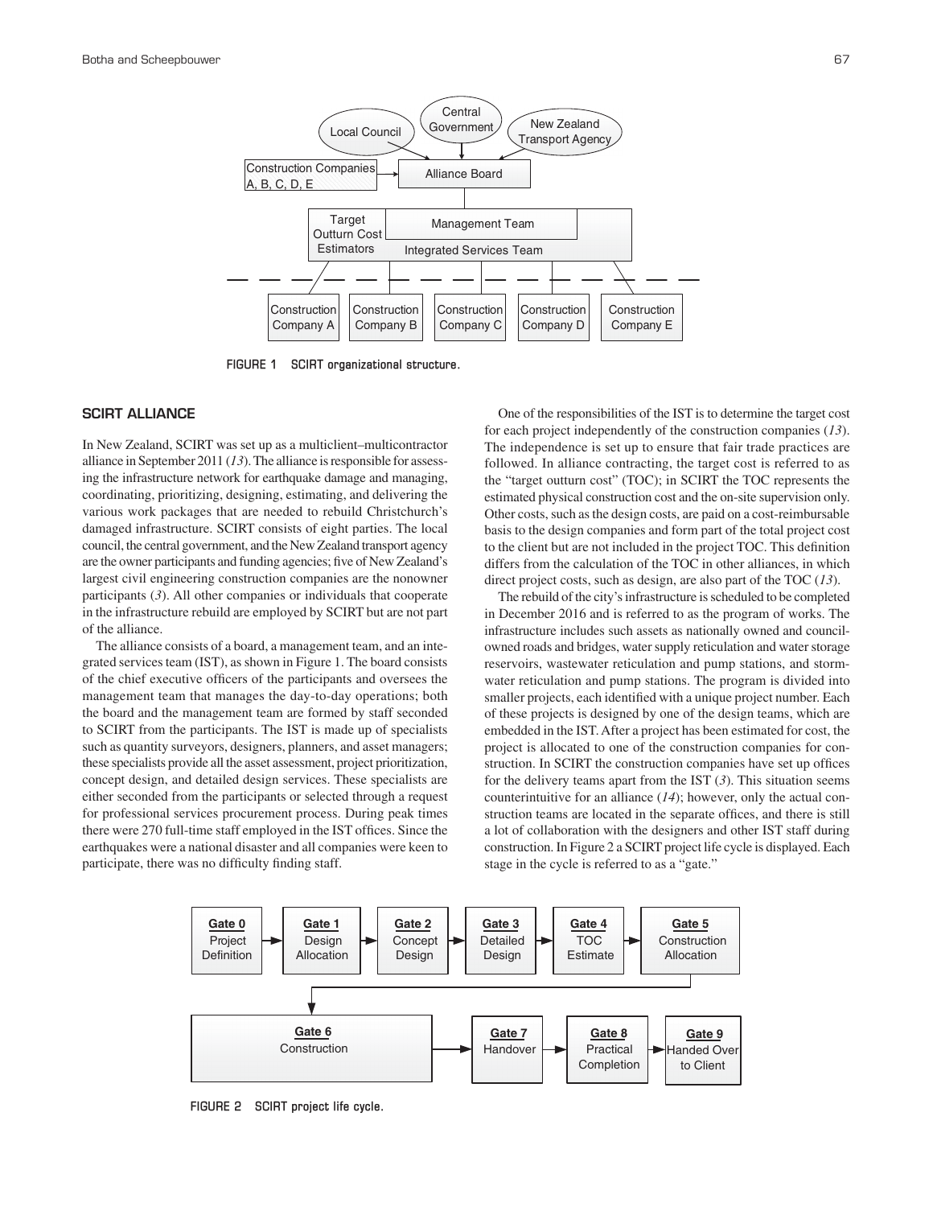Central Government

Local Council

New Zealand Transport Agency

Construction Companies A, B, C, D, E

Alliance Board

Target Outturn Cost Estimators

Management Team

Integrated Services Team

Construction Company A

Construction Company B

Construction Company C

Construction Company D

Construction Company E

FIGURE 1 SCIRT organizational structure.

## SCIRT ALLIANCE

In New Zealand, SCIRT was set up as a multiclient–multicontractor alliance in September 2011 (*13*). The alliance is responsible for assessing the infrastructure network for earthquake damage and managing, coordinating, prioritizing, designing, estimating, and delivering the various work packages that are needed to rebuild Christchurch's damaged infrastructure. SCIRT consists of eight parties. The local council, the central government, and the New Zealand transport agency are the owner participants and funding agencies; five of New Zealand's largest civil engineering construction companies are the nonowner participants (*3*). All other companies or individuals that cooperate in the infrastructure rebuild are employed by SCIRT but are not part of the alliance.

The alliance consists of a board, a management team, and an integrated services team (IST), as shown in Figure 1. The board consists of the chief executive officers of the participants and oversees the management team that manages the day-to-day operations; both the board and the management team are formed by staff seconded to SCIRT from the participants. The IST is made up of specialists such as quantity surveyors, designers, planners, and asset managers; these specialists provide all the asset assessment, project prioritization, concept design, and detailed design services. These specialists are either seconded from the participants or selected through a request for professional services procurement process. During peak times there were 270 full-time staff employed in the IST offices. Since the earthquakes were a national disaster and all companies were keen to participate, there was no difficulty finding staff.

One of the responsibilities of the IST is to determine the target cost for each project independently of the construction companies (*13*). The independence is set up to ensure that fair trade practices are followed. In alliance contracting, the target cost is referred to as the "target outturn cost" (TOC); in SCIRT the TOC represents the estimated physical construction cost and the on-site supervision only. Other costs, such as the design costs, are paid on a cost-reimbursable basis to the design companies and form part of the total project cost to the client but are not included in the project TOC. This definition differs from the calculation of the TOC in other alliances, in which direct project costs, such as design, are also part of the TOC (*13*).

The rebuild of the city's infrastructure is scheduled to be completed in December 2016 and is referred to as the program of works. The infrastructure includes such assets as nationally owned and council-owned roads and bridges, water supply reticulation and water storage reservoirs, wastewater reticulation and pump stations, and stormwater reticulation and pump stations. The program is divided into smaller projects, each identified with a unique project number. Each of these projects is designed by one of the design teams, which are embedded in the IST. After a project has been estimated for cost, the project is allocated to one of the construction companies for construction. In SCIRT the construction companies have set up offices for the delivery teams apart from the IST (*3*). This situation seems counterintuitive for an alliance (*14*); however, only the actual construction teams are located in the separate offices, and there is still a lot of collaboration with the designers and other IST staff during construction. In Figure 2 a SCIRT project life cycle is displayed. Each stage in the cycle is referred to as a "gate."

Gate 0 Project Definition

Gate 1 Design Allocation

Gate 2 Concept Design

Gate 3 Detailed Design

Gate 4 TOC Estimate

Gate 5 Construction Allocation

Gate 6 Construction

Gate 7 Handover

Gate 8 Practical Completion

Gate 9 Handed Over to Client

FIGURE 2 SCIRT project life cycle.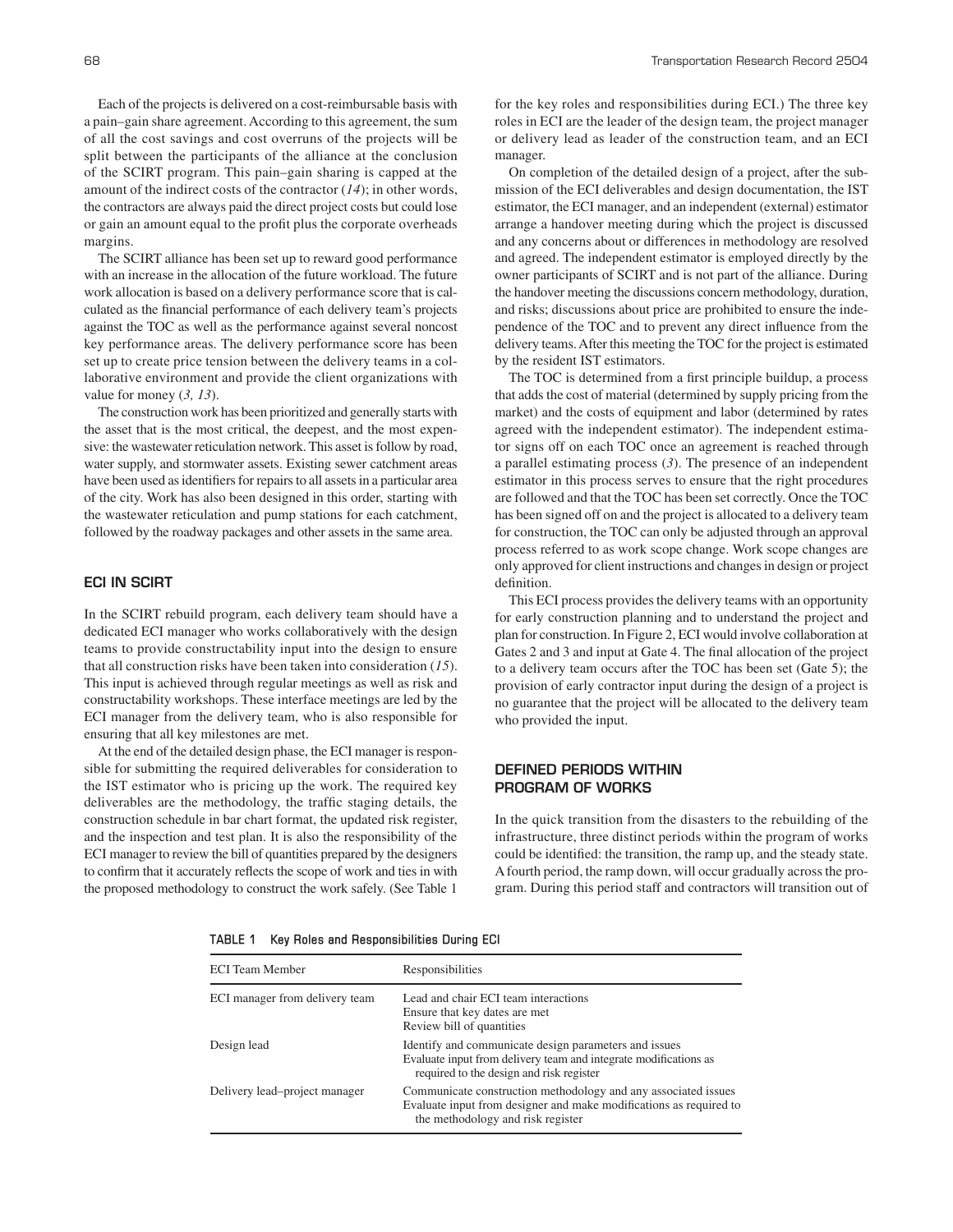Each of the projects is delivered on a cost-reimbursable basis with a pain–gain share agreement. According to this agreement, the sum of all the cost savings and cost overruns of the projects will be split between the participants of the alliance at the conclusion of the SCIRT program. This pain–gain sharing is capped at the amount of the indirect costs of the contractor (*14*); in other words, the contractors are always paid the direct project costs but could lose or gain an amount equal to the profit plus the corporate overheads margins.

The SCIRT alliance has been set up to reward good performance with an increase in the allocation of the future workload. The future work allocation is based on a delivery performance score that is calculated as the financial performance of each delivery team's projects against the TOC as well as the performance against several noncost key performance areas. The delivery performance score has been set up to create price tension between the delivery teams in a collaborative environment and provide the client organizations with value for money (*3, 13*).

The construction work has been prioritized and generally starts with the asset that is the most critical, the deepest, and the most expensive: the wastewater reticulation network. This asset is follow by road, water supply, and stormwater assets. Existing sewer catchment areas have been used as identifiers for repairs to all assets in a particular area of the city. Work has also been designed in this order, starting with the wastewater reticulation and pump stations for each catchment, followed by the roadway packages and other assets in the same area.

## ECI IN SCIRT

In the SCIRT rebuild program, each delivery team should have a dedicated ECI manager who works collaboratively with the design teams to provide constructability input into the design to ensure that all construction risks have been taken into consideration (*15*). This input is achieved through regular meetings as well as risk and constructability workshops. These interface meetings are led by the ECI manager from the delivery team, who is also responsible for ensuring that all key milestones are met.

At the end of the detailed design phase, the ECI manager is responsible for submitting the required deliverables for consideration to the IST estimator who is pricing up the work. The required key deliverables are the methodology, the traffic staging details, the construction schedule in bar chart format, the updated risk register, and the inspection and test plan. It is also the responsibility of the ECI manager to review the bill of quantities prepared by the designers to confirm that it accurately reflects the scope of work and ties in with the proposed methodology to construct the work safely. (See Table 1 for the key roles and responsibilities during ECI.) The three key roles in ECI are the leader of the design team, the project manager or delivery lead as leader of the construction team, and an ECI manager.

On completion of the detailed design of a project, after the submission of the ECI deliverables and design documentation, the IST estimator, the ECI manager, and an independent (external) estimator arrange a handover meeting during which the project is discussed and any concerns about or differences in methodology are resolved and agreed. The independent estimator is employed directly by the owner participants of SCIRT and is not part of the alliance. During the handover meeting the discussions concern methodology, duration, and risks; discussions about price are prohibited to ensure the independence of the TOC and to prevent any direct influence from the delivery teams. After this meeting the TOC for the project is estimated by the resident IST estimators.

The TOC is determined from a first principle buildup, a process that adds the cost of material (determined by supply pricing from the market) and the costs of equipment and labor (determined by rates agreed with the independent estimator). The independent estimator signs off on each TOC once an agreement is reached through a parallel estimating process (*3*). The presence of an independent estimator in this process serves to ensure that the right procedures are followed and that the TOC has been set correctly. Once the TOC has been signed off on and the project is allocated to a delivery team for construction, the TOC can only be adjusted through an approval process referred to as work scope change. Work scope changes are only approved for client instructions and changes in design or project definition.

This ECI process provides the delivery teams with an opportunity for early construction planning and to understand the project and plan for construction. In Figure 2, ECI would involve collaboration at Gates 2 and 3 and input at Gate 4. The final allocation of the project to a delivery team occurs after the TOC has been set (Gate 5); the provision of early contractor input during the design of a project is no guarantee that the project will be allocated to the delivery team who provided the input.

## DEFINED PERIODS WITHIN PROGRAM OF WORKS

In the quick transition from the disasters to the rebuilding of the infrastructure, three distinct periods within the program of works could be identified: the transition, the ramp up, and the steady state. A fourth period, the ramp down, will occur gradually across the program. During this period staff and contractors will transition out of

**TABLE 1 Key Roles and Responsibilities During ECI**

| ECI Team Member | Responsibilities |
|---|---|
| ECI manager from delivery team | Lead and chair ECI team interactions<br>Ensure that key dates are met<br>Review bill of quantities |
| Design lead | Identify and communicate design parameters and issues<br>Evaluate input from delivery team and integrate modifications as required to the design and risk register |
| Delivery lead–project manager | Communicate construction methodology and any associated issues<br>Evaluate input from designer and make modifications as required to the methodology and risk register |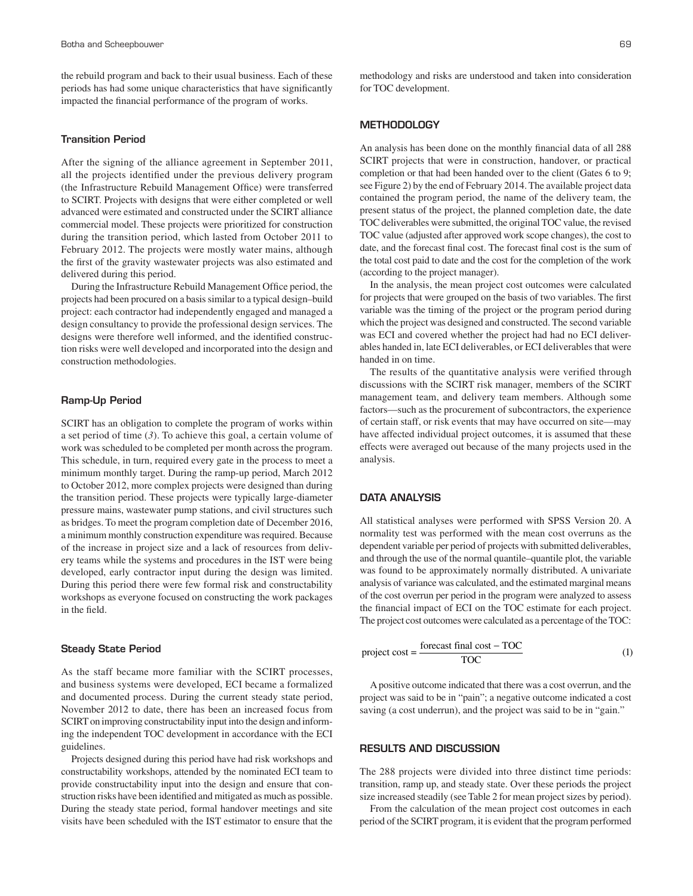the rebuild program and back to their usual business. Each of these periods has had some unique characteristics that have significantly impacted the financial performance of the program of works.

### Transition Period

After the signing of the alliance agreement in September 2011, all the projects identified under the previous delivery program (the Infrastructure Rebuild Management Office) were transferred to SCIRT. Projects with designs that were either completed or well advanced were estimated and constructed under the SCIRT alliance commercial model. These projects were prioritized for construction during the transition period, which lasted from October 2011 to February 2012. The projects were mostly water mains, although the first of the gravity wastewater projects was also estimated and delivered during this period.

During the Infrastructure Rebuild Management Office period, the projects had been procured on a basis similar to a typical design–build project: each contractor had independently engaged and managed a design consultancy to provide the professional design services. The designs were therefore well informed, and the identified construction risks were well developed and incorporated into the design and construction methodologies.

### Ramp-Up Period

SCIRT has an obligation to complete the program of works within a set period of time (*3*). To achieve this goal, a certain volume of work was scheduled to be completed per month across the program. This schedule, in turn, required every gate in the process to meet a minimum monthly target. During the ramp-up period, March 2012 to October 2012, more complex projects were designed than during the transition period. These projects were typically large-diameter pressure mains, wastewater pump stations, and civil structures such as bridges. To meet the program completion date of December 2016, a minimum monthly construction expenditure was required. Because of the increase in project size and a lack of resources from delivery teams while the systems and procedures in the IST were being developed, early contractor input during the design was limited. During this period there were few formal risk and constructability workshops as everyone focused on constructing the work packages in the field.

### Steady State Period

As the staff became more familiar with the SCIRT processes, and business systems were developed, ECI became a formalized and documented process. During the current steady state period, November 2012 to date, there has been an increased focus from SCIRT on improving constructability input into the design and informing the independent TOC development in accordance with the ECI guidelines.

Projects designed during this period have had risk workshops and constructability workshops, attended by the nominated ECI team to provide constructability input into the design and ensure that construction risks have been identified and mitigated as much as possible. During the steady state period, formal handover meetings and site visits have been scheduled with the IST estimator to ensure that the methodology and risks are understood and taken into consideration for TOC development.

## METHODOLOGY

An analysis has been done on the monthly financial data of all 288 SCIRT projects that were in construction, handover, or practical completion or that had been handed over to the client (Gates 6 to 9; see Figure 2) by the end of February 2014. The available project data contained the program period, the name of the delivery team, the present status of the project, the planned completion date, the date TOC deliverables were submitted, the original TOC value, the revised TOC value (adjusted after approved work scope changes), the cost to date, and the forecast final cost. The forecast final cost is the sum of the total cost paid to date and the cost for the completion of the work (according to the project manager).

In the analysis, the mean project cost outcomes were calculated for projects that were grouped on the basis of two variables. The first variable was the timing of the project or the program period during which the project was designed and constructed. The second variable was ECI and covered whether the project had had no ECI deliverables handed in, late ECI deliverables, or ECI deliverables that were handed in on time.

The results of the quantitative analysis were verified through discussions with the SCIRT risk manager, members of the SCIRT management team, and delivery team members. Although some factors—such as the procurement of subcontractors, the experience of certain staff, or risk events that may have occurred on site—may have affected individual project outcomes, it is assumed that these effects were averaged out because of the many projects used in the analysis.

## DATA ANALYSIS

All statistical analyses were performed with SPSS Version 20. A normality test was performed with the mean cost overruns as the dependent variable per period of projects with submitted deliverables, and through the use of the normal quantile–quantile plot, the variable was found to be approximately normally distributed. A univariate analysis of variance was calculated, and the estimated marginal means of the cost overrun per period in the program were analyzed to assess the financial impact of ECI on the TOC estimate for each project. The project cost outcomes were calculated as a percentage of the TOC:

$$\text{project cost} = \frac{\text{forecast final cost} - \text{TOC}}{\text{TOC}} \tag{1}$$

A positive outcome indicated that there was a cost overrun, and the project was said to be in "pain"; a negative outcome indicated a cost saving (a cost underrun), and the project was said to be in "gain."

## RESULTS AND DISCUSSION

The 288 projects were divided into three distinct time periods: transition, ramp up, and steady state. Over these periods the project size increased steadily (see Table 2 for mean project sizes by period).

From the calculation of the mean project cost outcomes in each period of the SCIRT program, it is evident that the program performed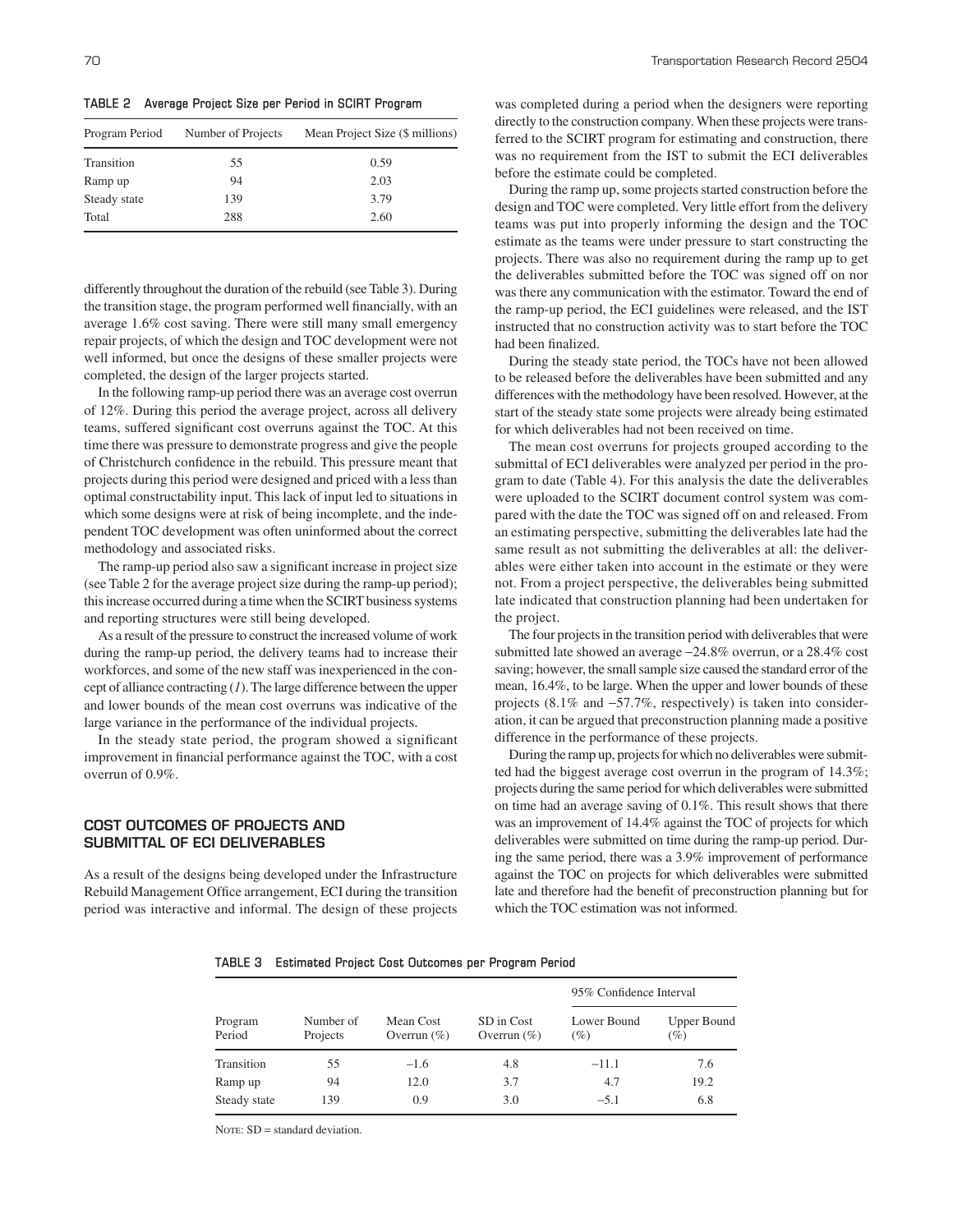TABLE 2 Average Project Size per Period in SCIRT Program

| Program Period | Number of Projects | Mean Project Size ($ millions) |
|---|---|---|
| Transition | 55 | 0.59 |
| Ramp up | 94 | 2.03 |
| Steady state | 139 | 3.79 |
| Total | 288 | 2.60 |

differently throughout the duration of the rebuild (see Table 3). During the transition stage, the program performed well financially, with an average 1.6% cost saving. There were still many small emergency repair projects, of which the design and TOC development were not well informed, but once the designs of these smaller projects were completed, the design of the larger projects started.

In the following ramp-up period there was an average cost overrun of 12%. During this period the average project, across all delivery teams, suffered significant cost overruns against the TOC. At this time there was pressure to demonstrate progress and give the people of Christchurch confidence in the rebuild. This pressure meant that projects during this period were designed and priced with a less than optimal constructability input. This lack of input led to situations in which some designs were at risk of being incomplete, and the independent TOC development was often uninformed about the correct methodology and associated risks.

The ramp-up period also saw a significant increase in project size (see Table 2 for the average project size during the ramp-up period); this increase occurred during a time when the SCIRT business systems and reporting structures were still being developed.

As a result of the pressure to construct the increased volume of work during the ramp-up period, the delivery teams had to increase their workforces, and some of the new staff was inexperienced in the concept of alliance contracting (*1*). The large difference between the upper and lower bounds of the mean cost overruns was indicative of the large variance in the performance of the individual projects.

In the steady state period, the program showed a significant improvement in financial performance against the TOC, with a cost overrun of 0.9%.

## COST OUTCOMES OF PROJECTS AND SUBMITTAL OF ECI DELIVERABLES

As a result of the designs being developed under the Infrastructure Rebuild Management Office arrangement, ECI during the transition period was interactive and informal. The design of these projects was completed during a period when the designers were reporting directly to the construction company. When these projects were transferred to the SCIRT program for estimating and construction, there was no requirement from the IST to submit the ECI deliverables before the estimate could be completed.

During the ramp up, some projects started construction before the design and TOC were completed. Very little effort from the delivery teams was put into properly informing the design and the TOC estimate as the teams were under pressure to start constructing the projects. There was also no requirement during the ramp up to get the deliverables submitted before the TOC was signed off on nor was there any communication with the estimator. Toward the end of the ramp-up period, the ECI guidelines were released, and the IST instructed that no construction activity was to start before the TOC had been finalized.

During the steady state period, the TOCs have not been allowed to be released before the deliverables have been submitted and any differences with the methodology have been resolved. However, at the start of the steady state some projects were already being estimated for which deliverables had not been received on time.

The mean cost overruns for projects grouped according to the submittal of ECI deliverables were analyzed per period in the program to date (Table 4). For this analysis the date the deliverables were uploaded to the SCIRT document control system was compared with the date the TOC was signed off on and released. From an estimating perspective, submitting the deliverables late had the same result as not submitting the deliverables at all: the deliverables were either taken into account in the estimate or they were not. From a project perspective, the deliverables being submitted late indicated that construction planning had been undertaken for the project.

The four projects in the transition period with deliverables that were submitted late showed an average −24.8% overrun, or a 28.4% cost saving; however, the small sample size caused the standard error of the mean, 16.4%, to be large. When the upper and lower bounds of these projects (8.1% and −57.7%, respectively) is taken into consideration, it can be argued that preconstruction planning made a positive difference in the performance of these projects.

During the ramp up, projects for which no deliverables were submitted had the biggest average cost overrun in the program of 14.3%; projects during the same period for which deliverables were submitted on time had an average saving of 0.1%. This result shows that there was an improvement of 14.4% against the TOC of projects for which deliverables were submitted on time during the ramp-up period. During the same period, there was a 3.9% improvement of performance against the TOC on projects for which deliverables were submitted late and therefore had the benefit of preconstruction planning but for which the TOC estimation was not informed.

TABLE 3 Estimated Project Cost Outcomes per Program Period

| Program Period | Number of Projects | Mean Cost Overrun (%) | SD in Cost Overrun (%) | 95% Confidence Interval Lower Bound (%) | 95% Confidence Interval Upper Bound (%) |
|---|---|---|---|---|---|
| Transition | 55 | −1.6 | 4.8 | −11.1 | 7.6 |
| Ramp up | 94 | 12.0 | 3.7 | 4.7 | 19.2 |
| Steady state | 139 | 0.9 | 3.0 | −5.1 | 6.8 |

NOTE: SD = standard deviation.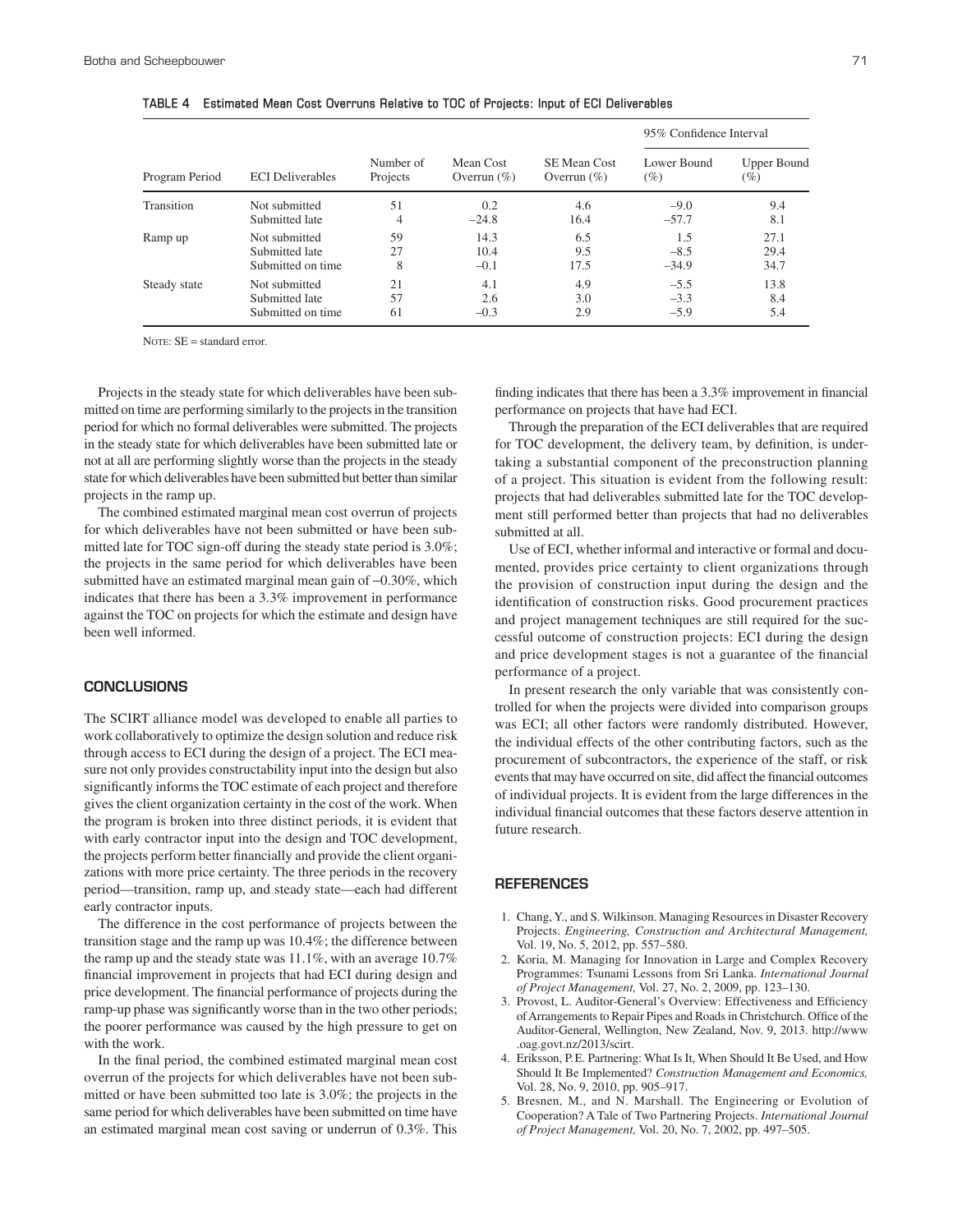**TABLE 4 Estimated Mean Cost Overruns Relative to TOC of Projects: Input of ECI Deliverables**

| | | | | | 95% Confidence Interval | |
|---|---|---|---|---|---|---|
| Program Period | ECI Deliverables | Number of Projects | Mean Cost Overrun (%) | SE Mean Cost Overrun (%) | Lower Bound (%) | Upper Bound (%) |
| Transition | Not submitted | 51 | 0.2 | 4.6 | –9.0 | 9.4 |
| | Submitted late | 4 | –24.8 | 16.4 | –57.7 | 8.1 |
| Ramp up | Not submitted | 59 | 14.3 | 6.5 | 1.5 | 27.1 |
| | Submitted late | 27 | 10.4 | 9.5 | –8.5 | 29.4 |
| | Submitted on time | 8 | –0.1 | 17.5 | –34.9 | 34.7 |
| Steady state | Not submitted | 21 | 4.1 | 4.9 | –5.5 | 13.8 |
| | Submitted late | 57 | 2.6 | 3.0 | –3.3 | 8.4 |
| | Submitted on time | 61 | –0.3 | 2.9 | –5.9 | 5.4 |

NOTE: SE = standard error.

Projects in the steady state for which deliverables have been submitted on time are performing similarly to the projects in the transition period for which no formal deliverables were submitted. The projects in the steady state for which deliverables have been submitted late or not at all are performing slightly worse than the projects in the steady state for which deliverables have been submitted but better than similar projects in the ramp up.

The combined estimated marginal mean cost overrun of projects for which deliverables have not been submitted or have been submitted late for TOC sign-off during the steady state period is 3.0%; the projects in the same period for which deliverables have been submitted have an estimated marginal mean gain of –0.30%, which indicates that there has been a 3.3% improvement in performance against the TOC on projects for which the estimate and design have been well informed.

## CONCLUSIONS

The SCIRT alliance model was developed to enable all parties to work collaboratively to optimize the design solution and reduce risk through access to ECI during the design of a project. The ECI measure not only provides constructability input into the design but also significantly informs the TOC estimate of each project and therefore gives the client organization certainty in the cost of the work. When the program is broken into three distinct periods, it is evident that with early contractor input into the design and TOC development, the projects perform better financially and provide the client organizations with more price certainty. The three periods in the recovery period—transition, ramp up, and steady state—each had different early contractor inputs.

The difference in the cost performance of projects between the transition stage and the ramp up was 10.4%; the difference between the ramp up and the steady state was 11.1%, with an average 10.7% financial improvement in projects that had ECI during design and price development. The financial performance of projects during the ramp-up phase was significantly worse than in the two other periods; the poorer performance was caused by the high pressure to get on with the work.

In the final period, the combined estimated marginal mean cost overrun of the projects for which deliverables have not been submitted or have been submitted too late is 3.0%; the projects in the same period for which deliverables have been submitted on time have an estimated marginal mean cost saving or underrun of 0.3%. This finding indicates that there has been a 3.3% improvement in financial performance on projects that have had ECI.

Through the preparation of the ECI deliverables that are required for TOC development, the delivery team, by definition, is undertaking a substantial component of the preconstruction planning of a project. This situation is evident from the following result: projects that had deliverables submitted late for the TOC development still performed better than projects that had no deliverables submitted at all.

Use of ECI, whether informal and interactive or formal and documented, provides price certainty to client organizations through the provision of construction input during the design and the identification of construction risks. Good procurement practices and project management techniques are still required for the successful outcome of construction projects: ECI during the design and price development stages is not a guarantee of the financial performance of a project.

In present research the only variable that was consistently controlled for when the projects were divided into comparison groups was ECI; all other factors were randomly distributed. However, the individual effects of the other contributing factors, such as the procurement of subcontractors, the experience of the staff, or risk events that may have occurred on site, did affect the financial outcomes of individual projects. It is evident from the large differences in the individual financial outcomes that these factors deserve attention in future research.

## REFERENCES

1. Chang, Y., and S. Wilkinson. Managing Resources in Disaster Recovery Projects. *Engineering, Construction and Architectural Management,* Vol. 19, No. 5, 2012, pp. 557–580.
2. Koria, M. Managing for Innovation in Large and Complex Recovery Programmes: Tsunami Lessons from Sri Lanka. *International Journal of Project Management,* Vol. 27, No. 2, 2009, pp. 123–130.
3. Provost, L. Auditor-General's Overview: Effectiveness and Efficiency of Arrangements to Repair Pipes and Roads in Christchurch. Office of the Auditor-General, Wellington, New Zealand, Nov. 9, 2013. http://www.oag.govt.nz/2013/scirt.
4. Eriksson, P.E. Partnering: What Is It, When Should It Be Used, and How Should It Be Implemented? *Construction Management and Economics,* Vol. 28, No. 9, 2010, pp. 905–917.
5. Bresnen, M., and N. Marshall. The Engineering or Evolution of Cooperation? A Tale of Two Partnering Projects. *International Journal of Project Management,* Vol. 20, No. 7, 2002, pp. 497–505.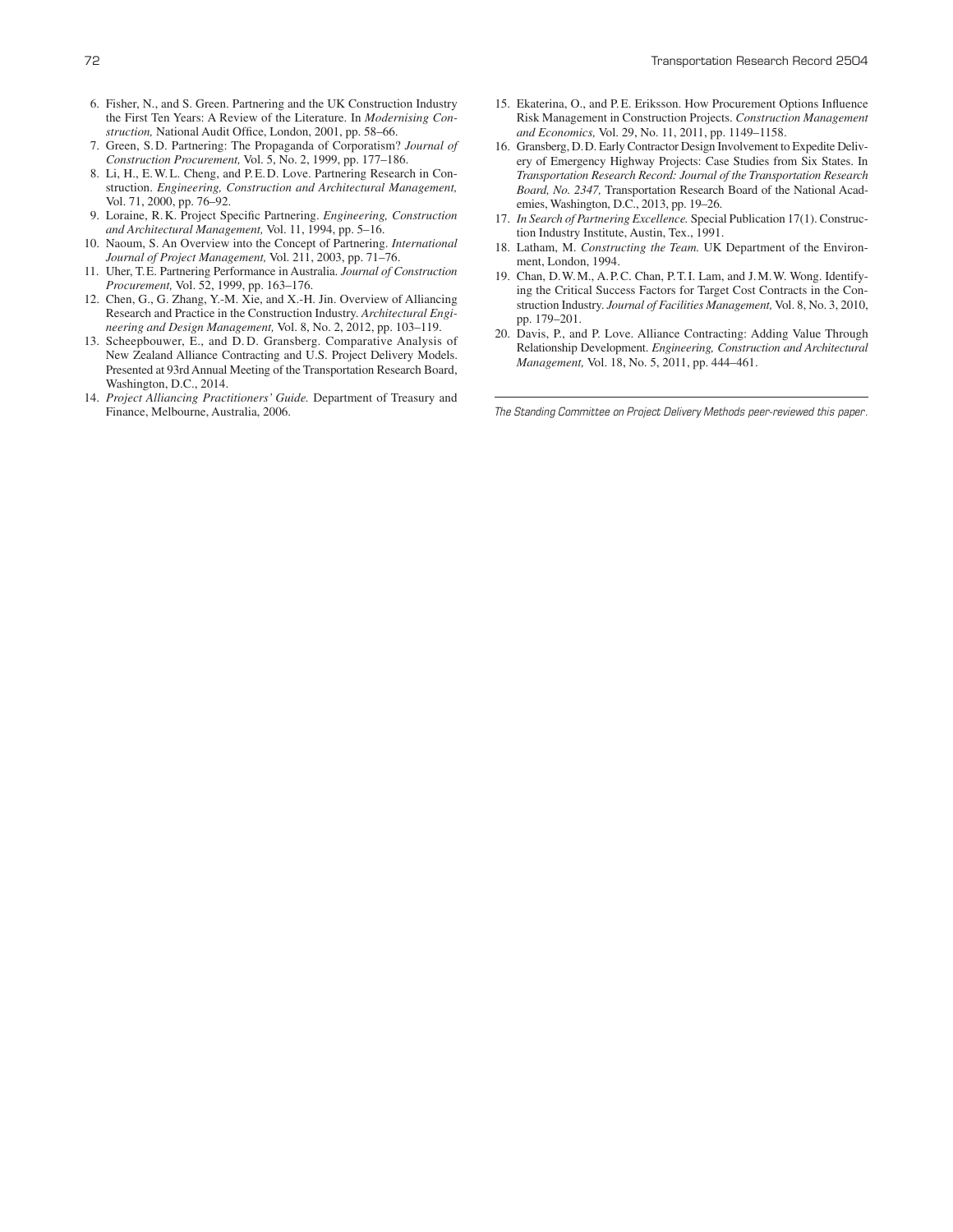6. Fisher, N., and S. Green. Partnering and the UK Construction Industry the First Ten Years: A Review of the Literature. In *Modernising Construction,* National Audit Office, London, 2001, pp. 58–66.
7. Green, S.D. Partnering: The Propaganda of Corporatism? *Journal of Construction Procurement,* Vol. 5, No. 2, 1999, pp. 177–186.
8. Li, H., E.W.L. Cheng, and P.E.D. Love. Partnering Research in Construction. *Engineering, Construction and Architectural Management,* Vol. 71, 2000, pp. 76–92.
9. Loraine, R.K. Project Specific Partnering. *Engineering, Construction and Architectural Management,* Vol. 11, 1994, pp. 5–16.
10. Naoum, S. An Overview into the Concept of Partnering. *International Journal of Project Management,* Vol. 211, 2003, pp. 71–76.
11. Uher, T.E. Partnering Performance in Australia. *Journal of Construction Procurement,* Vol. 52, 1999, pp. 163–176.
12. Chen, G., G. Zhang, Y.-M. Xie, and X.-H. Jin. Overview of Alliancing Research and Practice in the Construction Industry. *Architectural Engineering and Design Management,* Vol. 8, No. 2, 2012, pp. 103–119.
13. Scheepbouwer, E., and D.D. Gransberg. Comparative Analysis of New Zealand Alliance Contracting and U.S. Project Delivery Models. Presented at 93rd Annual Meeting of the Transportation Research Board, Washington, D.C., 2014.
14. *Project Alliancing Practitioners' Guide.* Department of Treasury and Finance, Melbourne, Australia, 2006.
15. Ekaterina, O., and P.E. Eriksson. How Procurement Options Influence Risk Management in Construction Projects. *Construction Management and Economics,* Vol. 29, No. 11, 2011, pp. 1149–1158.
16. Gransberg, D.D. Early Contractor Design Involvement to Expedite Delivery of Emergency Highway Projects: Case Studies from Six States. In *Transportation Research Record: Journal of the Transportation Research Board, No. 2347,* Transportation Research Board of the National Academies, Washington, D.C., 2013, pp. 19–26.
17. *In Search of Partnering Excellence.* Special Publication 17(1). Construction Industry Institute, Austin, Tex., 1991.
18. Latham, M. *Constructing the Team.* UK Department of the Environment, London, 1994.
19. Chan, D.W.M., A.P.C. Chan, P.T.I. Lam, and J.M.W. Wong. Identifying the Critical Success Factors for Target Cost Contracts in the Construction Industry. *Journal of Facilities Management,* Vol. 8, No. 3, 2010, pp. 179–201.
20. Davis, P., and P. Love. Alliance Contracting: Adding Value Through Relationship Development. *Engineering, Construction and Architectural Management,* Vol. 18, No. 5, 2011, pp. 444–461.

---

*The Standing Committee on Project Delivery Methods peer-reviewed this paper.*